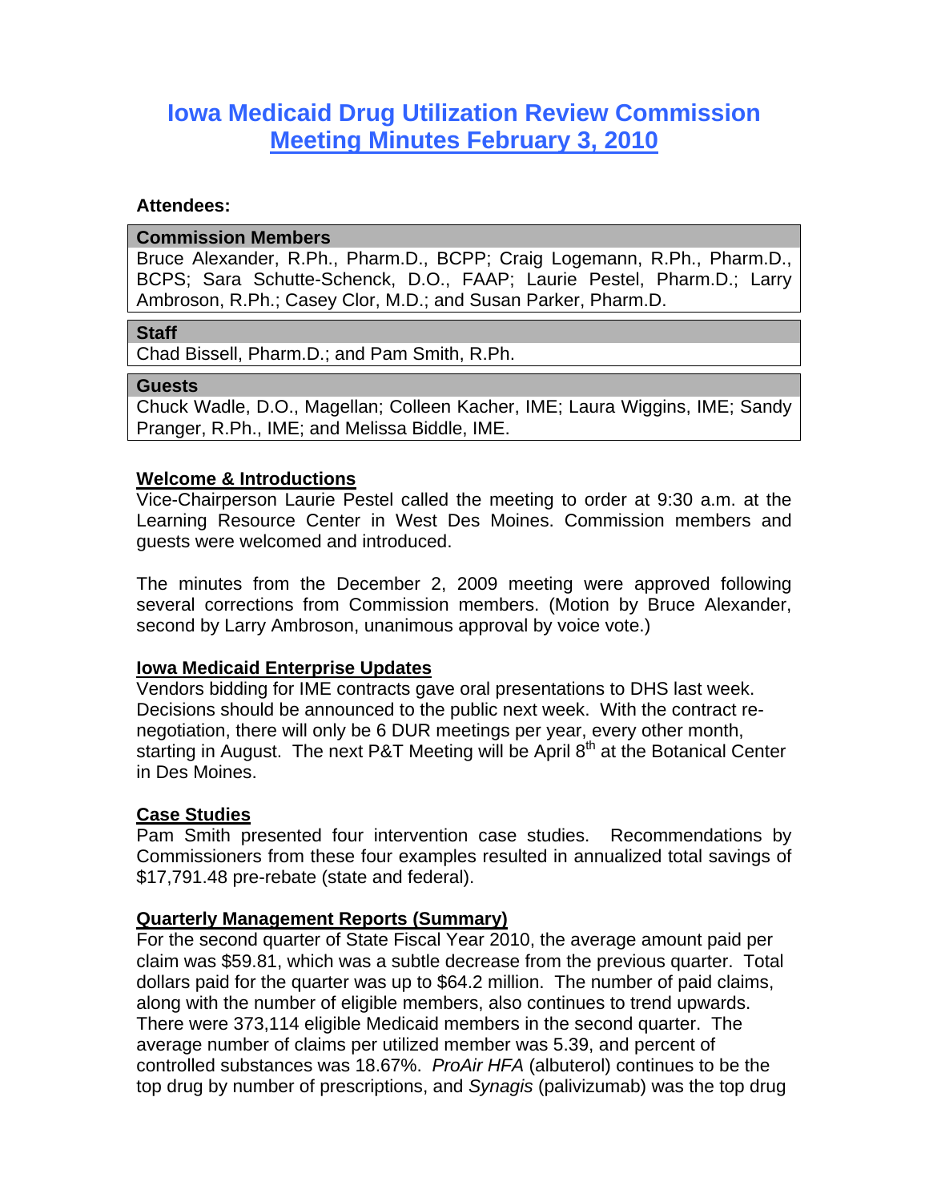# Iowa Medicaid Drug Utilization Review Commission
## Meeting Minutes February 3, 2010

**Attendees:**

| Commission Members |
|---|
| Bruce Alexander, R.Ph., Pharm.D., BCPP; Craig Logemann, R.Ph., Pharm.D., BCPS; Sara Schutte-Schenck, D.O., FAAP; Laurie Pestel, Pharm.D.; Larry Ambroson, R.Ph.; Casey Clor, M.D.; and Susan Parker, Pharm.D. |

| Staff |
|---|
| Chad Bissell, Pharm.D.; and Pam Smith, R.Ph. |

| Guests |
|---|
| Chuck Wadle, D.O., Magellan; Colleen Kacher, IME; Laura Wiggins, IME; Sandy Pranger, R.Ph., IME; and Melissa Biddle, IME. |

**Welcome & Introductions**

Vice-Chairperson Laurie Pestel called the meeting to order at 9:30 a.m. at the Learning Resource Center in West Des Moines. Commission members and guests were welcomed and introduced.

The minutes from the December 2, 2009 meeting were approved following several corrections from Commission members. (Motion by Bruce Alexander, second by Larry Ambroson, unanimous approval by voice vote.)

**Iowa Medicaid Enterprise Updates**

Vendors bidding for IME contracts gave oral presentations to DHS last week. Decisions should be announced to the public next week. With the contract re-negotiation, there will only be 6 DUR meetings per year, every other month, starting in August. The next P&T Meeting will be April 8th at the Botanical Center in Des Moines.

**Case Studies**

Pam Smith presented four intervention case studies. Recommendations by Commissioners from these four examples resulted in annualized total savings of $17,791.48 pre-rebate (state and federal).

**Quarterly Management Reports (Summary)**

For the second quarter of State Fiscal Year 2010, the average amount paid per claim was $59.81, which was a subtle decrease from the previous quarter. Total dollars paid for the quarter was up to $64.2 million. The number of paid claims, along with the number of eligible members, also continues to trend upwards. There were 373,114 eligible Medicaid members in the second quarter. The average number of claims per utilized member was 5.39, and percent of controlled substances was 18.67%. *ProAir HFA* (albuterol) continues to be the top drug by number of prescriptions, and *Synagis* (palivizumab) was the top drug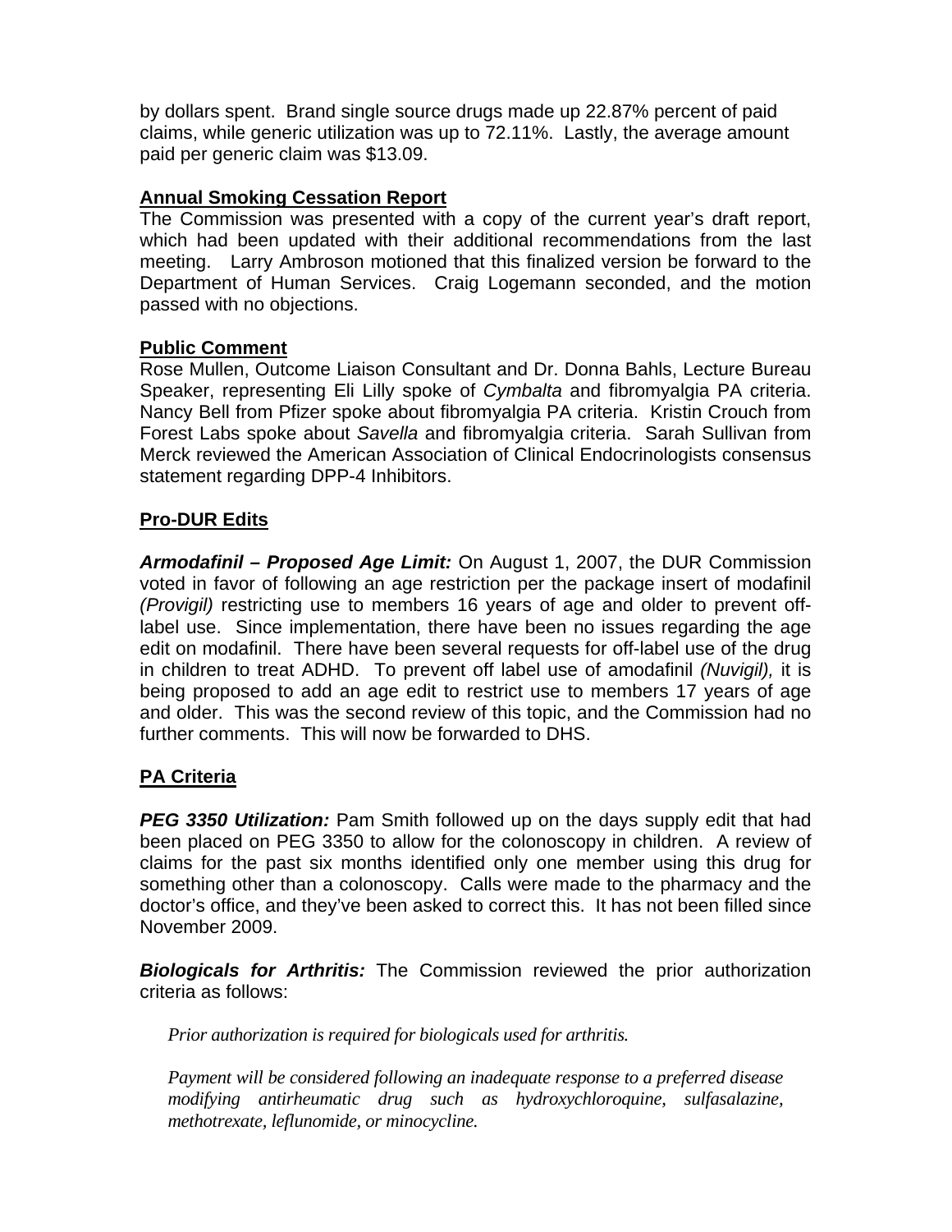by dollars spent. Brand single source drugs made up 22.87% percent of paid claims, while generic utilization was up to 72.11%. Lastly, the average amount paid per generic claim was $13.09.

## Annual Smoking Cessation Report

The Commission was presented with a copy of the current year's draft report, which had been updated with their additional recommendations from the last meeting. Larry Ambroson motioned that this finalized version be forward to the Department of Human Services. Craig Logemann seconded, and the motion passed with no objections.

## Public Comment

Rose Mullen, Outcome Liaison Consultant and Dr. Donna Bahls, Lecture Bureau Speaker, representing Eli Lilly spoke of *Cymbalta* and fibromyalgia PA criteria. Nancy Bell from Pfizer spoke about fibromyalgia PA criteria. Kristin Crouch from Forest Labs spoke about *Savella* and fibromyalgia criteria. Sarah Sullivan from Merck reviewed the American Association of Clinical Endocrinologists consensus statement regarding DPP-4 Inhibitors.

## Pro-DUR Edits

***Armodafinil – Proposed Age Limit:*** On August 1, 2007, the DUR Commission voted in favor of following an age restriction per the package insert of modafinil *(Provigil)* restricting use to members 16 years of age and older to prevent off-label use. Since implementation, there have been no issues regarding the age edit on modafinil. There have been several requests for off-label use of the drug in children to treat ADHD. To prevent off label use of amodafinil *(Nuvigil),* it is being proposed to add an age edit to restrict use to members 17 years of age and older. This was the second review of this topic, and the Commission had no further comments. This will now be forwarded to DHS.

## PA Criteria

***PEG 3350 Utilization:*** Pam Smith followed up on the days supply edit that had been placed on PEG 3350 to allow for the colonoscopy in children. A review of claims for the past six months identified only one member using this drug for something other than a colonoscopy. Calls were made to the pharmacy and the doctor's office, and they've been asked to correct this. It has not been filled since November 2009.

***Biologicals for Arthritis:*** The Commission reviewed the prior authorization criteria as follows:

> *Prior authorization is required for biologicals used for arthritis.*
>
> *Payment will be considered following an inadequate response to a preferred disease modifying antirheumatic drug such as hydroxychloroquine, sulfasalazine, methotrexate, leflunomide, or minocycline.*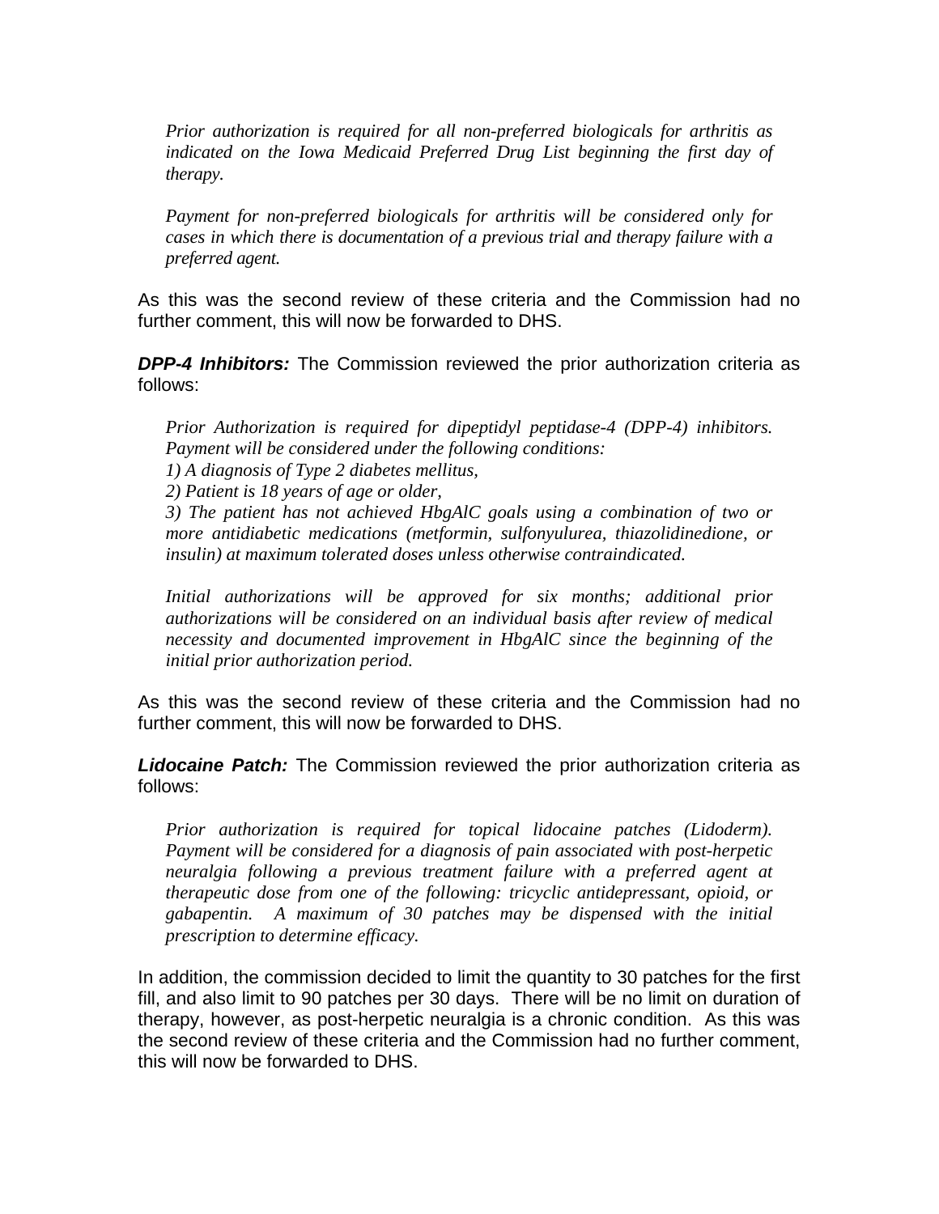*Prior authorization is required for all non-preferred biologicals for arthritis as indicated on the Iowa Medicaid Preferred Drug List beginning the first day of therapy.*

*Payment for non-preferred biologicals for arthritis will be considered only for cases in which there is documentation of a previous trial and therapy failure with a preferred agent.*

As this was the second review of these criteria and the Commission had no further comment, this will now be forwarded to DHS.

***DPP-4 Inhibitors:*** The Commission reviewed the prior authorization criteria as follows:

*Prior Authorization is required for dipeptidyl peptidase-4 (DPP-4) inhibitors. Payment will be considered under the following conditions:*
*1) A diagnosis of Type 2 diabetes mellitus,*
*2) Patient is 18 years of age or older,*
*3) The patient has not achieved HbgAlC goals using a combination of two or more antidiabetic medications (metformin, sulfonyulurea, thiazolidinedione, or insulin) at maximum tolerated doses unless otherwise contraindicated.*

*Initial authorizations will be approved for six months; additional prior authorizations will be considered on an individual basis after review of medical necessity and documented improvement in HbgAlC since the beginning of the initial prior authorization period.*

As this was the second review of these criteria and the Commission had no further comment, this will now be forwarded to DHS.

***Lidocaine Patch:*** The Commission reviewed the prior authorization criteria as follows:

*Prior authorization is required for topical lidocaine patches (Lidoderm). Payment will be considered for a diagnosis of pain associated with post-herpetic neuralgia following a previous treatment failure with a preferred agent at therapeutic dose from one of the following: tricyclic antidepressant, opioid, or gabapentin. A maximum of 30 patches may be dispensed with the initial prescription to determine efficacy.*

In addition, the commission decided to limit the quantity to 30 patches for the first fill, and also limit to 90 patches per 30 days. There will be no limit on duration of therapy, however, as post-herpetic neuralgia is a chronic condition. As this was the second review of these criteria and the Commission had no further comment, this will now be forwarded to DHS.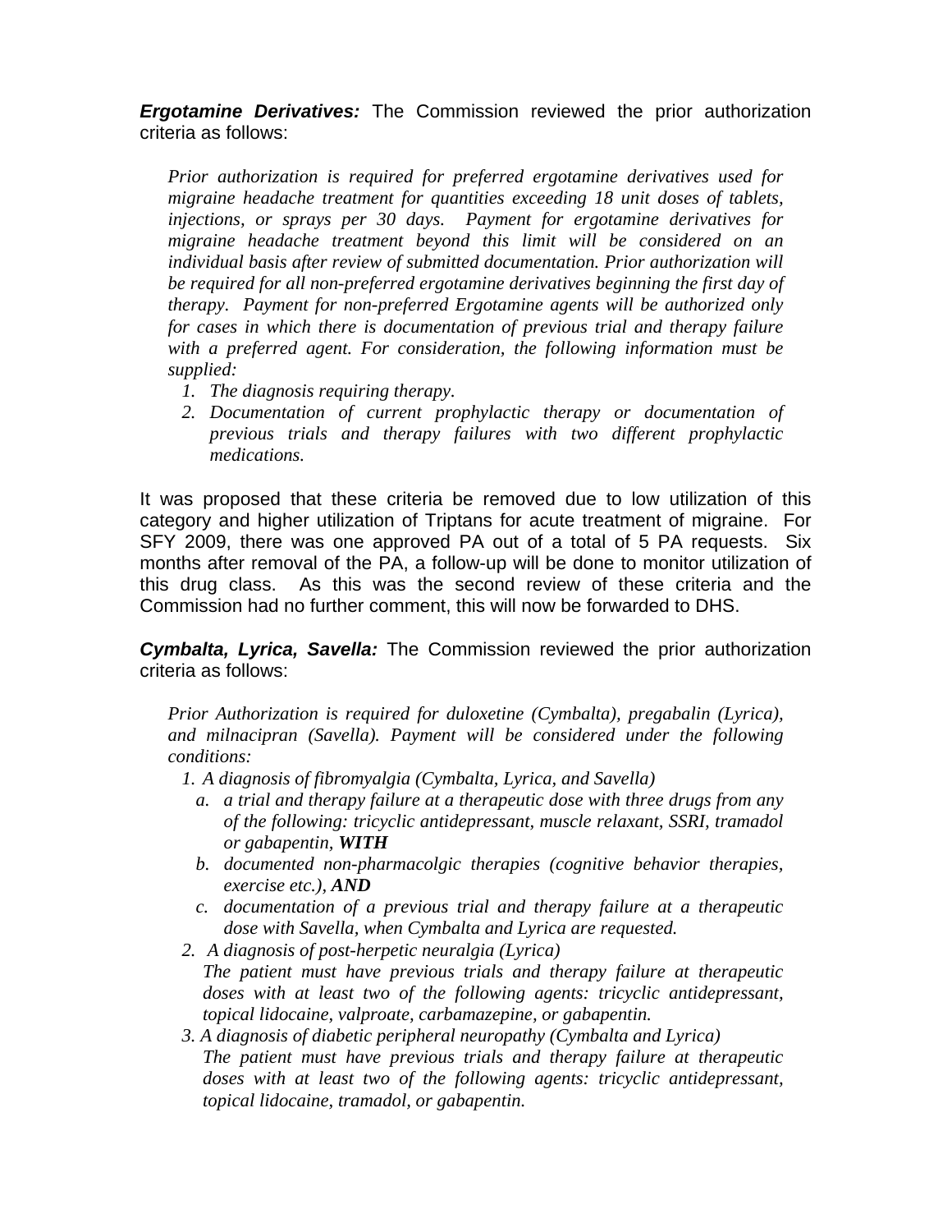***Ergotamine Derivatives:*** The Commission reviewed the prior authorization criteria as follows:

> *Prior authorization is required for preferred ergotamine derivatives used for migraine headache treatment for quantities exceeding 18 unit doses of tablets, injections, or sprays per 30 days. Payment for ergotamine derivatives for migraine headache treatment beyond this limit will be considered on an individual basis after review of submitted documentation. Prior authorization will be required for all non-preferred ergotamine derivatives beginning the first day of therapy. Payment for non-preferred Ergotamine agents will be authorized only for cases in which there is documentation of previous trial and therapy failure with a preferred agent. For consideration, the following information must be supplied:*
>
> 1. *The diagnosis requiring therapy.*
> 2. *Documentation of current prophylactic therapy or documentation of previous trials and therapy failures with two different prophylactic medications.*

It was proposed that these criteria be removed due to low utilization of this category and higher utilization of Triptans for acute treatment of migraine. For SFY 2009, there was one approved PA out of a total of 5 PA requests. Six months after removal of the PA, a follow-up will be done to monitor utilization of this drug class. As this was the second review of these criteria and the Commission had no further comment, this will now be forwarded to DHS.

***Cymbalta, Lyrica, Savella:*** The Commission reviewed the prior authorization criteria as follows:

> *Prior Authorization is required for duloxetine (Cymbalta), pregabalin (Lyrica), and milnacipran (Savella). Payment will be considered under the following conditions:*
>
> 1. *A diagnosis of fibromyalgia (Cymbalta, Lyrica, and Savella)*
>    a. *a trial and therapy failure at a therapeutic dose with three drugs from any of the following: tricyclic antidepressant, muscle relaxant, SSRI, tramadol or gabapentin,* ***WITH***
>    b. *documented non-pharmacolgic therapies (cognitive behavior therapies, exercise etc.),* ***AND***
>    c. *documentation of a previous trial and therapy failure at a therapeutic dose with Savella, when Cymbalta and Lyrica are requested.*
> 2. *A diagnosis of post-herpetic neuralgia (Lyrica)*
>    *The patient must have previous trials and therapy failure at therapeutic doses with at least two of the following agents: tricyclic antidepressant, topical lidocaine, valproate, carbamazepine, or gabapentin.*
> 3. *A diagnosis of diabetic peripheral neuropathy (Cymbalta and Lyrica)*
>    *The patient must have previous trials and therapy failure at therapeutic doses with at least two of the following agents: tricyclic antidepressant, topical lidocaine, tramadol, or gabapentin.*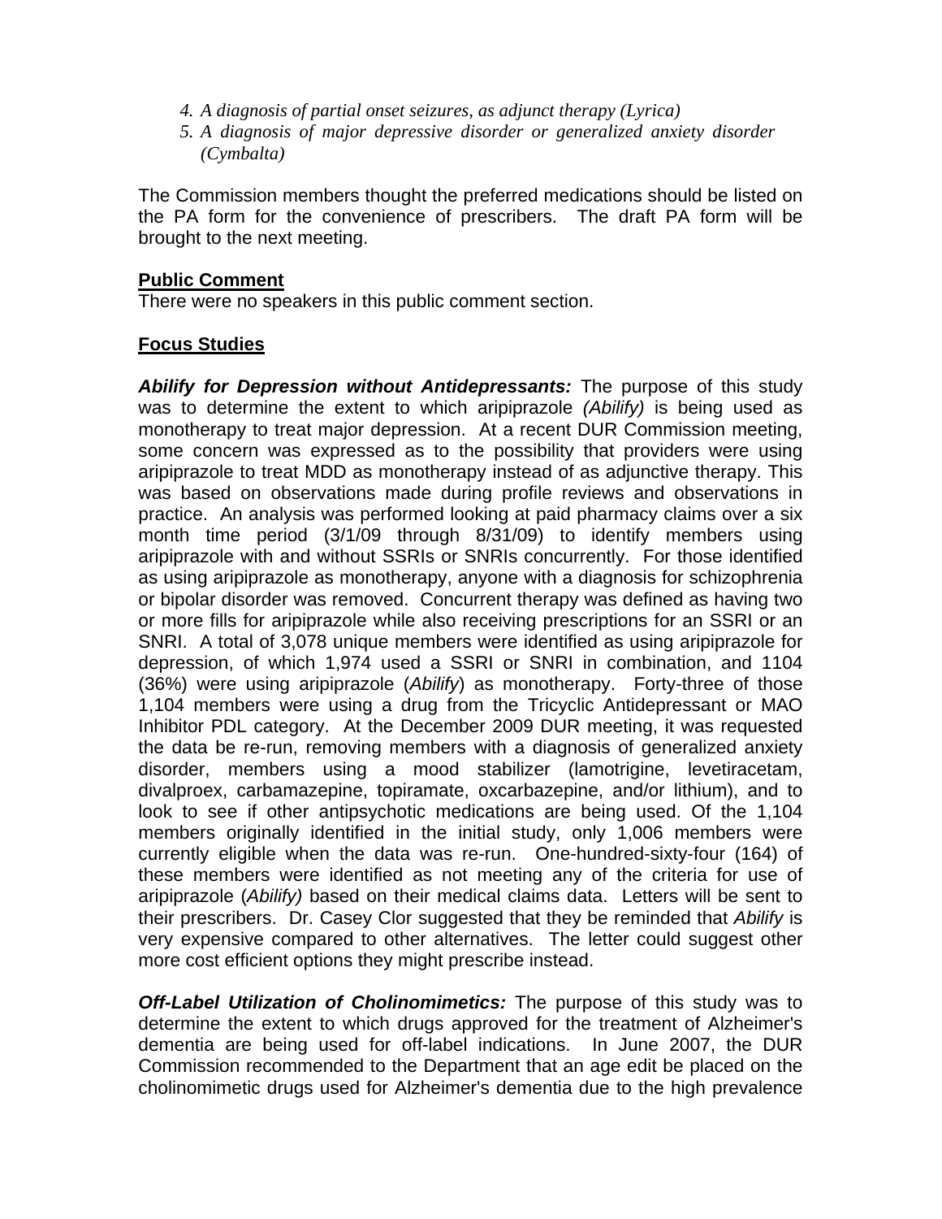4. *A diagnosis of partial onset seizures, as adjunct therapy (Lyrica)*
5. *A diagnosis of major depressive disorder or generalized anxiety disorder (Cymbalta)*

The Commission members thought the preferred medications should be listed on the PA form for the convenience of prescribers. The draft PA form will be brought to the next meeting.

**Public Comment**

There were no speakers in this public comment section.

**Focus Studies**

***Abilify for Depression without Antidepressants:*** The purpose of this study was to determine the extent to which aripiprazole *(Abilify)* is being used as monotherapy to treat major depression. At a recent DUR Commission meeting, some concern was expressed as to the possibility that providers were using aripiprazole to treat MDD as monotherapy instead of as adjunctive therapy. This was based on observations made during profile reviews and observations in practice. An analysis was performed looking at paid pharmacy claims over a six month time period (3/1/09 through 8/31/09) to identify members using aripiprazole with and without SSRIs or SNRIs concurrently. For those identified as using aripiprazole as monotherapy, anyone with a diagnosis for schizophrenia or bipolar disorder was removed. Concurrent therapy was defined as having two or more fills for aripiprazole while also receiving prescriptions for an SSRI or an SNRI. A total of 3,078 unique members were identified as using aripiprazole for depression, of which 1,974 used a SSRI or SNRI in combination, and 1104 (36%) were using aripiprazole (*Abilify*) as monotherapy. Forty-three of those 1,104 members were using a drug from the Tricyclic Antidepressant or MAO Inhibitor PDL category. At the December 2009 DUR meeting, it was requested the data be re-run, removing members with a diagnosis of generalized anxiety disorder, members using a mood stabilizer (lamotrigine, levetiracetam, divalproex, carbamazepine, topiramate, oxcarbazepine, and/or lithium), and to look to see if other antipsychotic medications are being used. Of the 1,104 members originally identified in the initial study, only 1,006 members were currently eligible when the data was re-run. One-hundred-sixty-four (164) of these members were identified as not meeting any of the criteria for use of aripiprazole (*Abilify)* based on their medical claims data. Letters will be sent to their prescribers. Dr. Casey Clor suggested that they be reminded that *Abilify* is very expensive compared to other alternatives. The letter could suggest other more cost efficient options they might prescribe instead.

***Off-Label Utilization of Cholinomimetics:*** The purpose of this study was to determine the extent to which drugs approved for the treatment of Alzheimer's dementia are being used for off-label indications. In June 2007, the DUR Commission recommended to the Department that an age edit be placed on the cholinomimetic drugs used for Alzheimer's dementia due to the high prevalence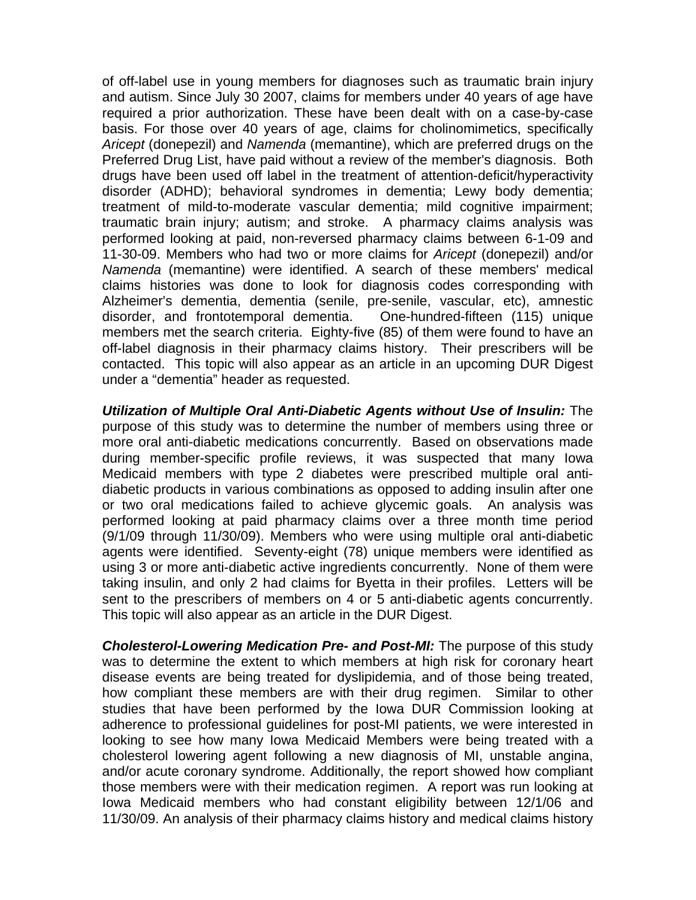of off-label use in young members for diagnoses such as traumatic brain injury and autism. Since July 30 2007, claims for members under 40 years of age have required a prior authorization. These have been dealt with on a case-by-case basis. For those over 40 years of age, claims for cholinomimetics, specifically *Aricept* (donepezil) and *Namenda* (memantine), which are preferred drugs on the Preferred Drug List, have paid without a review of the member's diagnosis. Both drugs have been used off label in the treatment of attention-deficit/hyperactivity disorder (ADHD); behavioral syndromes in dementia; Lewy body dementia; treatment of mild-to-moderate vascular dementia; mild cognitive impairment; traumatic brain injury; autism; and stroke. A pharmacy claims analysis was performed looking at paid, non-reversed pharmacy claims between 6-1-09 and 11-30-09. Members who had two or more claims for *Aricept* (donepezil) and/or *Namenda* (memantine) were identified. A search of these members' medical claims histories was done to look for diagnosis codes corresponding with Alzheimer's dementia, dementia (senile, pre-senile, vascular, etc), amnestic disorder, and frontotemporal dementia. One-hundred-fifteen (115) unique members met the search criteria. Eighty-five (85) of them were found to have an off-label diagnosis in their pharmacy claims history. Their prescribers will be contacted. This topic will also appear as an article in an upcoming DUR Digest under a "dementia" header as requested.

***Utilization of Multiple Oral Anti-Diabetic Agents without Use of Insulin:*** The purpose of this study was to determine the number of members using three or more oral anti-diabetic medications concurrently. Based on observations made during member-specific profile reviews, it was suspected that many Iowa Medicaid members with type 2 diabetes were prescribed multiple oral anti-diabetic products in various combinations as opposed to adding insulin after one or two oral medications failed to achieve glycemic goals. An analysis was performed looking at paid pharmacy claims over a three month time period (9/1/09 through 11/30/09). Members who were using multiple oral anti-diabetic agents were identified. Seventy-eight (78) unique members were identified as using 3 or more anti-diabetic active ingredients concurrently. None of them were taking insulin, and only 2 had claims for Byetta in their profiles. Letters will be sent to the prescribers of members on 4 or 5 anti-diabetic agents concurrently. This topic will also appear as an article in the DUR Digest.

***Cholesterol-Lowering Medication Pre- and Post-MI:*** The purpose of this study was to determine the extent to which members at high risk for coronary heart disease events are being treated for dyslipidemia, and of those being treated, how compliant these members are with their drug regimen. Similar to other studies that have been performed by the Iowa DUR Commission looking at adherence to professional guidelines for post-MI patients, we were interested in looking to see how many Iowa Medicaid Members were being treated with a cholesterol lowering agent following a new diagnosis of MI, unstable angina, and/or acute coronary syndrome. Additionally, the report showed how compliant those members were with their medication regimen. A report was run looking at Iowa Medicaid members who had constant eligibility between 12/1/06 and 11/30/09. An analysis of their pharmacy claims history and medical claims history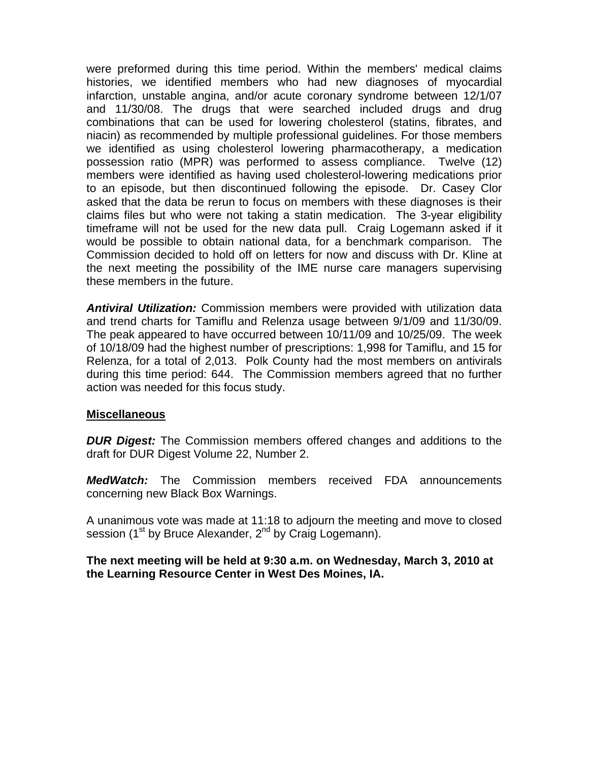were preformed during this time period. Within the members' medical claims histories, we identified members who had new diagnoses of myocardial infarction, unstable angina, and/or acute coronary syndrome between 12/1/07 and 11/30/08. The drugs that were searched included drugs and drug combinations that can be used for lowering cholesterol (statins, fibrates, and niacin) as recommended by multiple professional guidelines. For those members we identified as using cholesterol lowering pharmacotherapy, a medication possession ratio (MPR) was performed to assess compliance. Twelve (12) members were identified as having used cholesterol-lowering medications prior to an episode, but then discontinued following the episode. Dr. Casey Clor asked that the data be rerun to focus on members with these diagnoses is their claims files but who were not taking a statin medication. The 3-year eligibility timeframe will not be used for the new data pull. Craig Logemann asked if it would be possible to obtain national data, for a benchmark comparison. The Commission decided to hold off on letters for now and discuss with Dr. Kline at the next meeting the possibility of the IME nurse care managers supervising these members in the future.

***Antiviral Utilization:*** Commission members were provided with utilization data and trend charts for Tamiflu and Relenza usage between 9/1/09 and 11/30/09. The peak appeared to have occurred between 10/11/09 and 10/25/09. The week of 10/18/09 had the highest number of prescriptions: 1,998 for Tamiflu, and 15 for Relenza, for a total of 2,013. Polk County had the most members on antivirals during this time period: 644. The Commission members agreed that no further action was needed for this focus study.

<u>**Miscellaneous**</u>

***DUR Digest:*** The Commission members offered changes and additions to the draft for DUR Digest Volume 22, Number 2.

***MedWatch:*** The Commission members received FDA announcements concerning new Black Box Warnings.

A unanimous vote was made at 11:18 to adjourn the meeting and move to closed session (1st by Bruce Alexander, 2nd by Craig Logemann).

**The next meeting will be held at 9:30 a.m. on Wednesday, March 3, 2010 at the Learning Resource Center in West Des Moines, IA.**